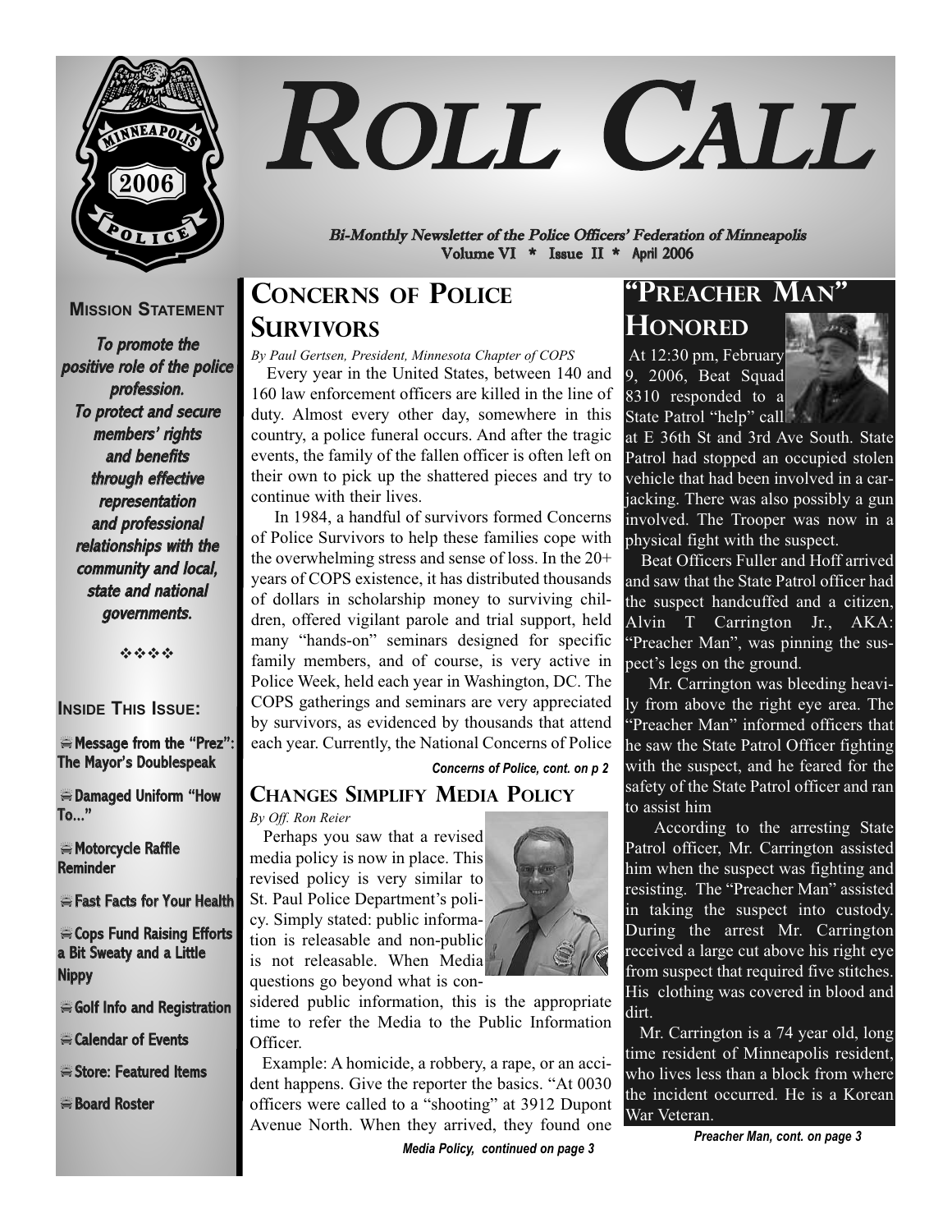# ROLL CALL

**Bi-Monthly Newsletter of the Police Officers' Federation of Minneapolis**
**Volume VI * Issue II * April 2006**

### MISSION STATEMENT

*To promote the positive role of the police profession.*
*To protect and secure members' rights and benefits through effective representation and professional relationships with the community and local, state and national governments.*

### INSIDE THIS ISSUE:

- Message from the "Prez": The Mayor's Doublespeak
- Damaged Uniform "How To..."
- Motorcycle Raffle Reminder
- Fast Facts for Your Health
- Cops Fund Raising Efforts a Bit Sweaty and a Little Nippy
- Golf Info and Registration
- Calendar of Events
- Store: Featured Items
- Board Roster

## CONCERNS OF POLICE SURVIVORS

*By Paul Gertsen, President, Minnesota Chapter of COPS*

Every year in the United States, between 140 and 160 law enforcement officers are killed in the line of duty. Almost every other day, somewhere in this country, a police funeral occurs. And after the tragic events, the family of the fallen officer is often left on their own to pick up the shattered pieces and try to continue with their lives.

In 1984, a handful of survivors formed Concerns of Police Survivors to help these families cope with the overwhelming stress and sense of loss. In the 20+ years of COPS existence, it has distributed thousands of dollars in scholarship money to surviving children, offered vigilant parole and trial support, held many "hands-on" seminars designed for specific family members, and of course, is very active in Police Week, held each year in Washington, DC. The COPS gatherings and seminars are very appreciated by survivors, as evidenced by thousands that attend each year. Currently, the National Concerns of Police

***Concerns of Police, cont. on p 2***

## CHANGES SIMPLIFY MEDIA POLICY

*By Off. Ron Reier*

Perhaps you saw that a revised media policy is now in place. This revised policy is very similar to St. Paul Police Department's policy. Simply stated: public information is releasable and non-public is not releasable. When Media questions go beyond what is considered public information, this is the appropriate time to refer the Media to the Public Information Officer.

Example: A homicide, a robbery, a rape, or an accident happens. Give the reporter the basics. "At 0030 officers were called to a "shooting" at 3912 Dupont Avenue North. When they arrived, they found one

***Media Policy, continued on page 3***

## "PREACHER MAN" HONORED

At 12:30 pm, February 9, 2006, Beat Squad 8310 responded to a State Patrol "help" call at E 36th St and 3rd Ave South. State Patrol had stopped an occupied stolen vehicle that had been involved in a car-jacking. There was also possibly a gun involved. The Trooper was now in a physical fight with the suspect.

Beat Officers Fuller and Hoff arrived and saw that the State Patrol officer had the suspect handcuffed and a citizen, Alvin T Carrington Jr., AKA: "Preacher Man", was pinning the suspect's legs on the ground.

Mr. Carrington was bleeding heavily from above the right eye area. The "Preacher Man" informed officers that he saw the State Patrol Officer fighting with the suspect, and he feared for the safety of the State Patrol officer and ran to assist him

According to the arresting State Patrol officer, Mr. Carrington assisted him when the suspect was fighting and resisting. The "Preacher Man" assisted in taking the suspect into custody. During the arrest Mr. Carrington received a large cut above his right eye from suspect that required five stitches. His clothing was covered in blood and dirt.

Mr. Carrington is a 74 year old, long time resident of Minneapolis resident, who lives less than a block from where the incident occurred. He is a Korean War Veteran.

***Preacher Man, cont. on page 3***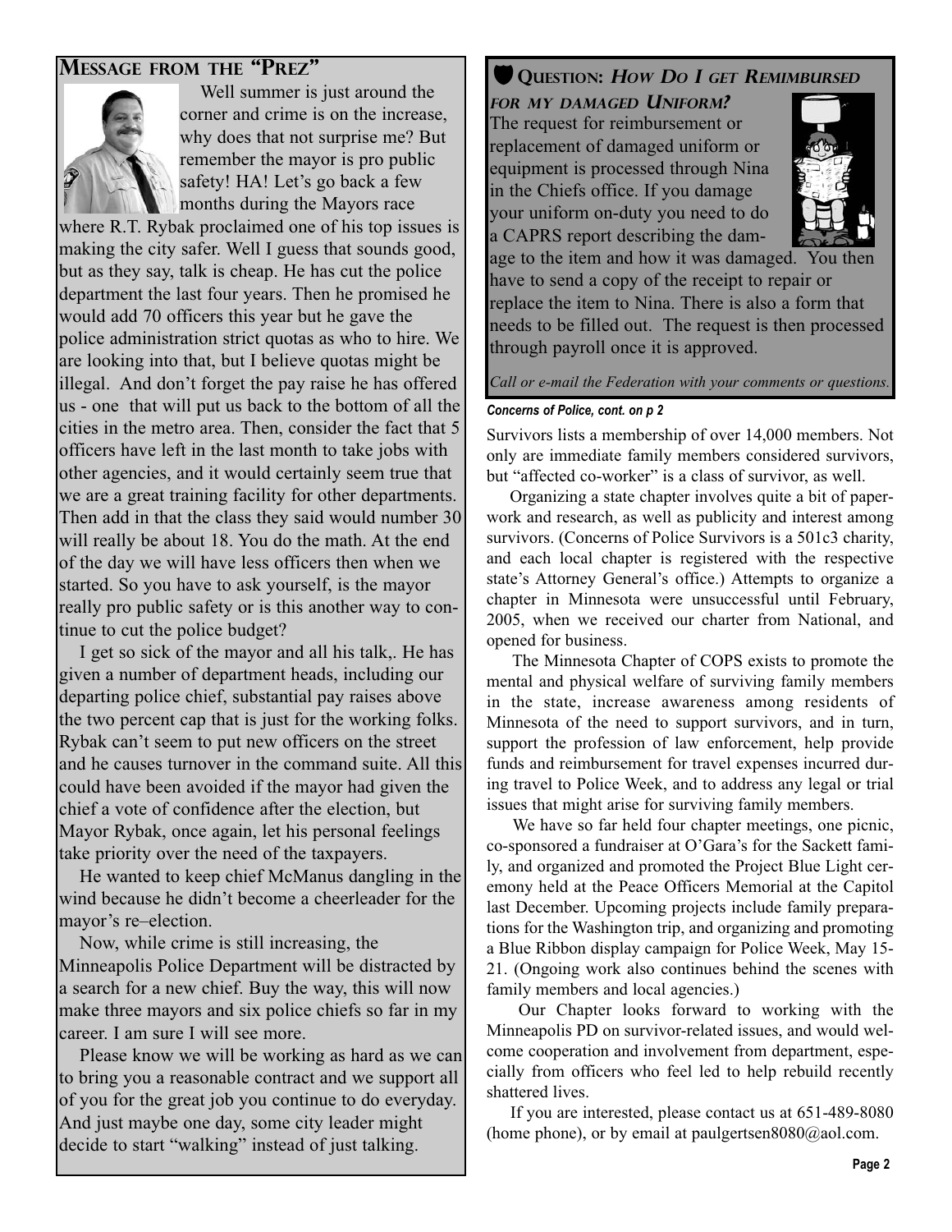## Message from the "Prez"

Well summer is just around the corner and crime is on the increase, why does that not surprise me? But remember the mayor is pro public safety! HA! Let's go back a few months during the Mayors race where R.T. Rybak proclaimed one of his top issues is making the city safer. Well I guess that sounds good, but as they say, talk is cheap. He has cut the police department the last four years. Then he promised he would add 70 officers this year but he gave the police administration strict quotas as who to hire. We are looking into that, but I believe quotas might be illegal. And don't forget the pay raise he has offered us - one that will put us back to the bottom of all the cities in the metro area. Then, consider the fact that 5 officers have left in the last month to take jobs with other agencies, and it would certainly seem true that we are a great training facility for other departments. Then add in that the class they said would number 30 will really be about 18. You do the math. At the end of the day we will have less officers then when we started. So you have to ask yourself, is the mayor really pro public safety or is this another way to continue to cut the police budget?

I get so sick of the mayor and all his talk,. He has given a number of department heads, including our departing police chief, substantial pay raises above the two percent cap that is just for the working folks. Rybak can't seem to put new officers on the street and he causes turnover in the command suite. All this could have been avoided if the mayor had given the chief a vote of confidence after the election, but Mayor Rybak, once again, let his personal feelings take priority over the need of the taxpayers.

He wanted to keep chief McManus dangling in the wind because he didn't become a cheerleader for the mayor's re–election.

Now, while crime is still increasing, the Minneapolis Police Department will be distracted by a search for a new chief. Buy the way, this will now make three mayors and six police chiefs so far in my career. I am sure I will see more.

Please know we will be working as hard as we can to bring you a reasonable contract and we support all of you for the great job you continue to do everyday. And just maybe one day, some city leader might decide to start "walking" instead of just talking.

## Question: *How Do I get Remimbursed for my damaged Uniform?*

The request for reimbursement or replacement of damaged uniform or equipment is processed through Nina in the Chiefs office. If you damage your uniform on-duty you need to do a CAPRS report describing the damage to the item and how it was damaged. You then have to send a copy of the receipt to repair or replace the item to Nina. There is also a form that needs to be filled out. The request is then processed through payroll once it is approved.

*Call or e-mail the Federation with your comments or questions.*

***Concerns of Police, cont. on p 2***

Survivors lists a membership of over 14,000 members. Not only are immediate family members considered survivors, but "affected co-worker" is a class of survivor, as well.

Organizing a state chapter involves quite a bit of paperwork and research, as well as publicity and interest among survivors. (Concerns of Police Survivors is a 501c3 charity, and each local chapter is registered with the respective state's Attorney General's office.) Attempts to organize a chapter in Minnesota were unsuccessful until February, 2005, when we received our charter from National, and opened for business.

The Minnesota Chapter of COPS exists to promote the mental and physical welfare of surviving family members in the state, increase awareness among residents of Minnesota of the need to support survivors, and in turn, support the profession of law enforcement, help provide funds and reimbursement for travel expenses incurred during travel to Police Week, and to address any legal or trial issues that might arise for surviving family members.

We have so far held four chapter meetings, one picnic, co-sponsored a fundraiser at O'Gara's for the Sackett family, and organized and promoted the Project Blue Light ceremony held at the Peace Officers Memorial at the Capitol last December. Upcoming projects include family preparations for the Washington trip, and organizing and promoting a Blue Ribbon display campaign for Police Week, May 15-21. (Ongoing work also continues behind the scenes with family members and local agencies.)

Our Chapter looks forward to working with the Minneapolis PD on survivor-related issues, and would welcome cooperation and involvement from department, especially from officers who feel led to help rebuild recently shattered lives.

If you are interested, please contact us at 651-489-8080 (home phone), or by email at paulgertsen8080@aol.com.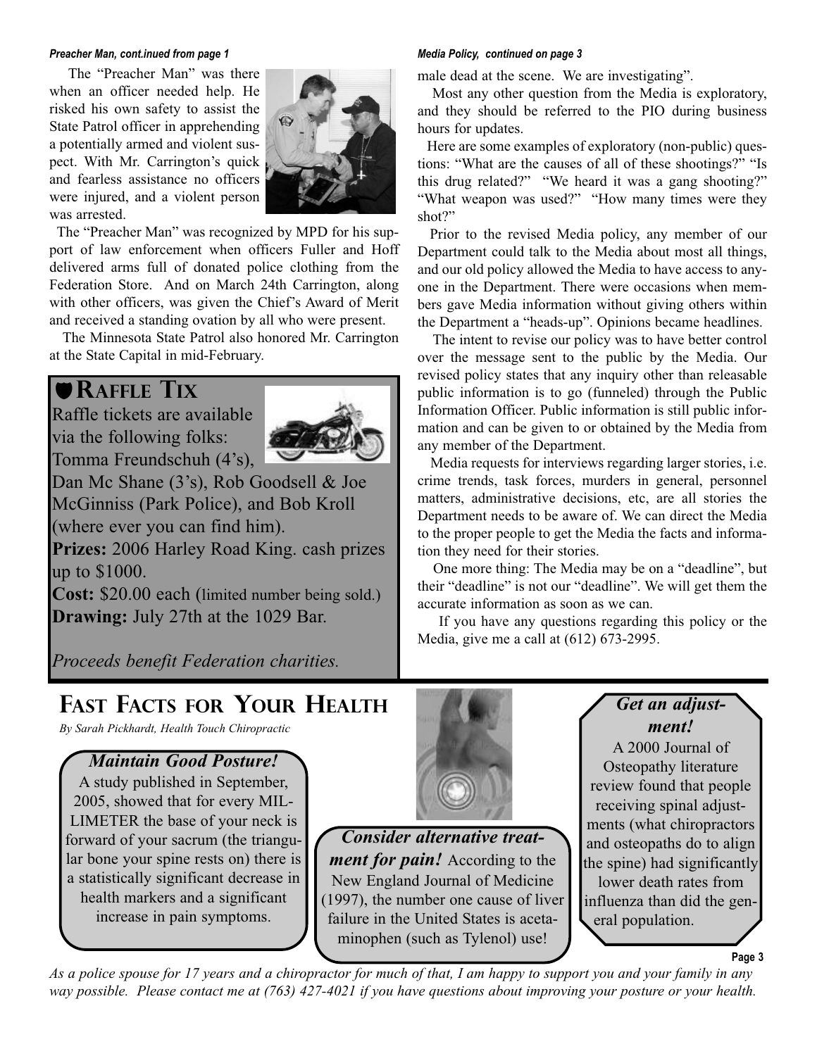*Preacher Man, cont.inued from page 1*

The "Preacher Man" was there when an officer needed help. He risked his own safety to assist the State Patrol officer in apprehending a potentially armed and violent suspect. With Mr. Carrington's quick and fearless assistance no officers were injured, and a violent person was arrested.

The "Preacher Man" was recognized by MPD for his support of law enforcement when officers Fuller and Hoff delivered arms full of donated police clothing from the Federation Store. And on March 24th Carrington, along with other officers, was given the Chief's Award of Merit and received a standing ovation by all who were present.

The Minnesota State Patrol also honored Mr. Carrington at the State Capital in mid-February.

## Raffle Tix

Raffle tickets are available via the following folks: Tomma Freundschuh (4's), Dan Mc Shane (3's), Rob Goodsell & Joe McGinniss (Park Police), and Bob Kroll (where ever you can find him).

**Prizes:** 2006 Harley Road King. cash prizes up to $1000.

**Cost:** $20.00 each (limited number being sold.)

**Drawing:** July 27th at the 1029 Bar.

*Proceeds benefit Federation charities.*

*Media Policy, continued on page 3*

male dead at the scene. We are investigating".

Most any other question from the Media is exploratory, and they should be referred to the PIO during business hours for updates.

Here are some examples of exploratory (non-public) questions: "What are the causes of all of these shootings?" "Is this drug related?" "We heard it was a gang shooting?" "What weapon was used?" "How many times were they shot?"

Prior to the revised Media policy, any member of our Department could talk to the Media about most all things, and our old policy allowed the Media to have access to anyone in the Department. There were occasions when members gave Media information without giving others within the Department a "heads-up". Opinions became headlines.

The intent to revise our policy was to have better control over the message sent to the public by the Media. Our revised policy states that any inquiry other than releasable public information is to go (funneled) through the Public Information Officer. Public information is still public information and can be given to or obtained by the Media from any member of the Department.

Media requests for interviews regarding larger stories, i.e. crime trends, task forces, murders in general, personnel matters, administrative decisions, etc, are all stories the Department needs to be aware of. We can direct the Media to the proper people to get the Media the facts and information they need for their stories.

One more thing: The Media may be on a "deadline", but their "deadline" is not our "deadline". We will get them the accurate information as soon as we can.

If you have any questions regarding this policy or the Media, give me a call at (612) 673-2995.

## Fast Facts for Your Health

*By Sarah Pickhardt, Health Touch Chiropractic*

### *Maintain Good Posture!*

A study published in September, 2005, showed that for every MILLIMETER the base of your neck is forward of your sacrum (the triangular bone your spine rests on) there is a statistically significant decrease in health markers and a significant increase in pain symptoms.

### *Consider alternative treatment for pain!*

According to the New England Journal of Medicine (1997), the number one cause of liver failure in the United States is acetaminophen (such as Tylenol) use!

### *Get an adjustment!*

A 2000 Journal of Osteopathy literature review found that people receiving spinal adjustments (what chiropractors and osteopaths do to align the spine) had significantly lower death rates from influenza than did the general population.

*As a police spouse for 17 years and a chiropractor for much of that, I am happy to support you and your family in any way possible. Please contact me at (763) 427-4021 if you have questions about improving your posture or your health.*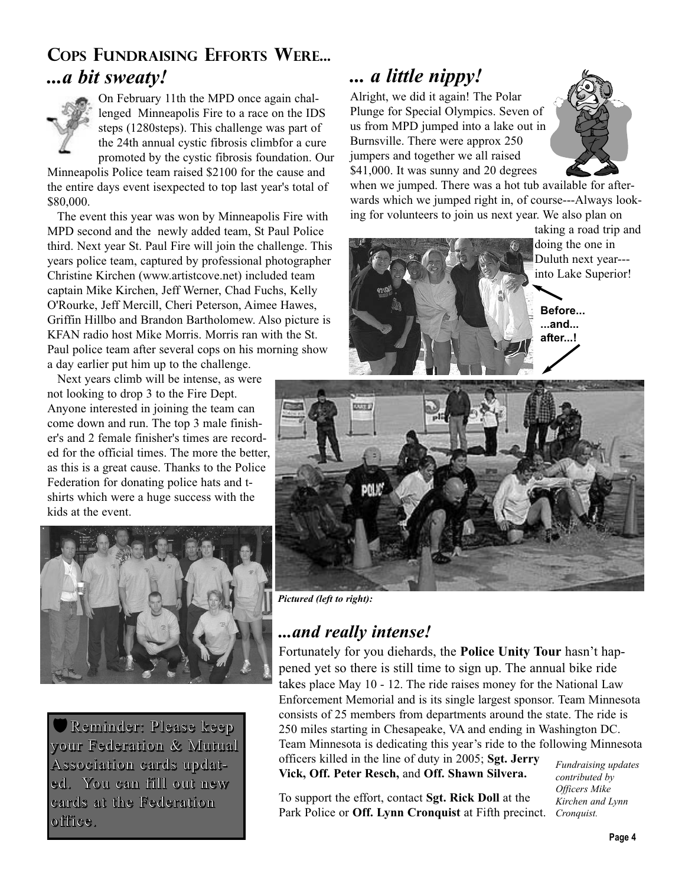## Cops Fundraising Efforts Were...

### *...a bit sweaty!*

On February 11th the MPD once again challenged Minneapolis Fire to a race on the IDS steps (1280steps). This challenge was part of the 24th annual cystic fibrosis climbfor a cure promoted by the cystic fibrosis foundation. Our Minneapolis Police team raised $2100 for the cause and the entire days event isexpected to top last year's total of $80,000.

The event this year was won by Minneapolis Fire with MPD second and the newly added team, St Paul Police third. Next year St. Paul Fire will join the challenge. This years police team, captured by professional photographer Christine Kirchen (www.artistcove.net) included team captain Mike Kirchen, Jeff Werner, Chad Fuchs, Kelly O'Rourke, Jeff Mercill, Cheri Peterson, Aimee Hawes, Griffin Hillbo and Brandon Bartholomew. Also picture is KFAN radio host Mike Morris. Morris ran with the St. Paul police team after several cops on his morning show a day earlier put him up to the challenge.

Next years climb will be intense, as were not looking to drop 3 to the Fire Dept. Anyone interested in joining the team can come down and run. The top 3 male finisher's and 2 female finisher's times are recorded for the official times. The more the better, as this is a great cause. Thanks to the Police Federation for donating police hats and t-shirts which were a huge success with the kids at the event.

**Reminder: Please keep your Federation & Mutual Association cards updated. You can fill out new cards at the Federation office.**

### *... a little nippy!*

Alright, we did it again! The Polar Plunge for Special Olympics. Seven of us from MPD jumped into a lake out in Burnsville. There were approx 250 jumpers and together we all raised $41,000. It was sunny and 20 degrees when we jumped. There was a hot tub available for afterwards which we jumped right in, of course---Always looking for volunteers to join us next year. We also plan on taking a road trip and doing the one in Duluth next year---into Lake Superior!

**Before... ...and... after...!**

*Pictured (left to right):*

### *...and really intense!*

Fortunately for you diehards, the **Police Unity Tour** hasn't happened yet so there is still time to sign up. The annual bike ride takes place May 10 - 12. The ride raises money for the National Law Enforcement Memorial and is its single largest sponsor. Team Minnesota consists of 25 members from departments around the state. The ride is 250 miles starting in Chesapeake, VA and ending in Washington DC. Team Minnesota is dedicating this year's ride to the following Minnesota officers killed in the line of duty in 2005; **Sgt. Jerry Vick, Off. Peter Resch,** and **Off. Shawn Silvera.**

To support the effort, contact **Sgt. Rick Doll** at the Park Police or **Off. Lynn Cronquist** at Fifth precinct.

*Fundraising updates contributed by Officers Mike Kirchen and Lynn Cronquist.*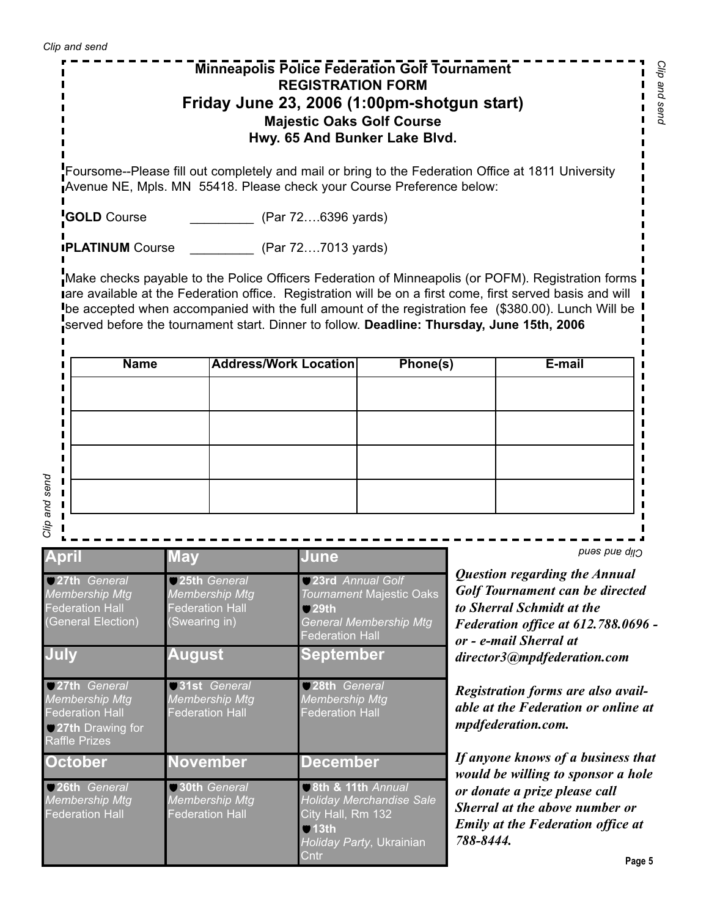*Clip and send*

## Minneapolis Police Federation Golf Tournament
## REGISTRATION FORM
## Friday June 23, 2006 (1:00pm-shotgun start)
### Majestic Oaks Golf Course
### Hwy. 65 And Bunker Lake Blvd.

Foursome--Please fill out completely and mail or bring to the Federation Office at 1811 University Avenue NE, Mpls. MN 55418. Please check your Course Preference below:

**GOLD** Course _________ (Par 72….6396 yards)

**PLATINUM** Course _________ (Par 72….7013 yards)

Make checks payable to the Police Officers Federation of Minneapolis (or POFM). Registration forms are available at the Federation office. Registration will be on a first come, first served basis and will be accepted when accompanied with the full amount of the registration fee ($380.00). Lunch Will be served before the tournament start. Dinner to follow. **Deadline: Thursday, June 15th, 2006**

| Name | Address/Work Location | Phone(s) | E-mail |
|---|---|---|---|
| | | | |
| | | | |
| | | | |
| | | | |

*Clip and send*

| April | May | June |
|---|---|---|
| **27th** *General Membership Mtg* Federation Hall (General Election) | **25th** *General Membership Mtg* Federation Hall (Swearing in) | **23rd** *Annual Golf Tournament* Majestic Oaks **29th** *General Membership Mtg* Federation Hall |
| **July** | **August** | **September** |
| **27th** *General Membership Mtg* Federation Hall **27th** Drawing for Raffle Prizes | **31st** *General Membership Mtg* Federation Hall | **28th** *General Membership Mtg* Federation Hall |
| **October** | **November** | **December** |
| **26th** *General Membership Mtg* Federation Hall | **30th** *General Membership Mtg* Federation Hall | **8th & 11th** *Annual Holiday Merchandise Sale* City Hall, Rm 132 **13th** *Holiday Party*, Ukrainian Cntr |

***Question regarding the Annual Golf Tournament can be directed to Sherral Schmidt at the Federation office at 612.788.0696 - or - e-mail Sherral at director3@mpdfederation.com***

***Registration forms are also available at the Federation or online at mpdfederation.com.***

***If anyone knows of a business that would be willing to sponsor a hole or donate a prize please call Sherral at the above number or Emily at the Federation office at 788-8444.***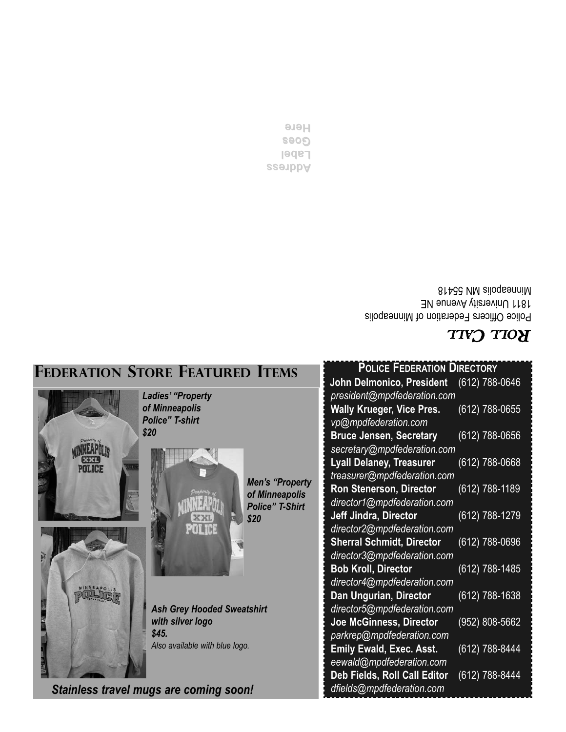Address
Label
Goes
Here

***Roll Call***

Police Officers Federation of Minneapolis
1811 University Avenue NE
Minneapolis MN 55418

## Federation Store Featured Items

***Ladies' "Property of Minneapolis Police" T-shirt $20***

***Men's "Property of Minneapolis Police" T-Shirt $20***

***Ash Grey Hooded Sweatshirt with silver logo $45.***
*Also available with blue logo.*

***Stainless travel mugs are coming soon!***

## Police Federation Directory

| | |
|---|---|
| **John Delmonico, President** | (612) 788-0646 |
| *president@mpdfederation.com* | |
| **Wally Krueger, Vice Pres.** | (612) 788-0655 |
| *vp@mpdfederation.com* | |
| **Bruce Jensen, Secretary** | (612) 788-0656 |
| *secretary@mpdfederation.com* | |
| **Lyall Delaney, Treasurer** | (612) 788-0668 |
| *treasurer@mpdfederation.com* | |
| **Ron Stenerson, Director** | (612) 788-1189 |
| *director1@mpdfederation.com* | |
| **Jeff Jindra, Director** | (612) 788-1279 |
| *director2@mpdfederation.com* | |
| **Sherral Schmidt, Director** | (612) 788-0696 |
| *director3@mpdfederation.com* | |
| **Bob Kroll, Director** | (612) 788-1485 |
| *director4@mpdfederation.com* | |
| **Dan Ungurian, Director** | (612) 788-1638 |
| *director5@mpdfederation.com* | |
| **Joe McGinness, Director** | (952) 808-5662 |
| *parkrep@mpdfederation.com* | |
| **Emily Ewald, Exec. Asst.** | (612) 788-8444 |
| *eewald@mpdfederation.com* | |
| **Deb Fields, Roll Call Editor** | (612) 788-8444 |
| *dfields@mpdfederation.com* | |